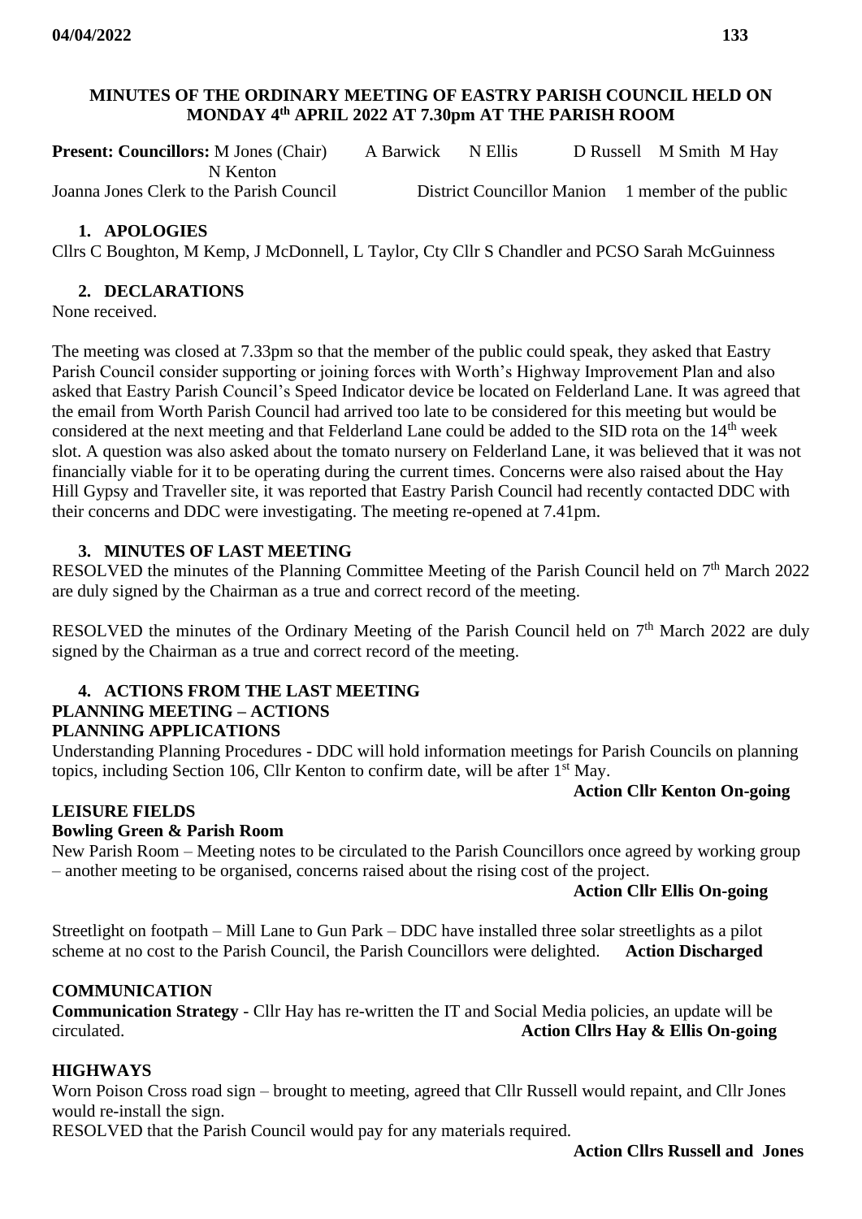**MINUTES OF THE ORDINARY MEETING OF EASTRY PARISH COUNCIL HELD ON MONDAY 4th APRIL 2022 AT 7.30pm AT THE PARISH ROOM**

**Present: Councillors:** M Jones (Chair) A Barwick N Ellis D Russell M Smith M Hay N Kenton
Joanna Jones Clerk to the Parish Council District Councillor Manion 1 member of the public

## 1. APOLOGIES

Cllrs C Boughton, M Kemp, J McDonnell, L Taylor, Cty Cllr S Chandler and PCSO Sarah McGuinness

## 2. DECLARATIONS

None received.

The meeting was closed at 7.33pm so that the member of the public could speak, they asked that Eastry Parish Council consider supporting or joining forces with Worth's Highway Improvement Plan and also asked that Eastry Parish Council's Speed Indicator device be located on Felderland Lane. It was agreed that the email from Worth Parish Council had arrived too late to be considered for this meeting but would be considered at the next meeting and that Felderland Lane could be added to the SID rota on the 14th week slot. A question was also asked about the tomato nursery on Felderland Lane, it was believed that it was not financially viable for it to be operating during the current times. Concerns were also raised about the Hay Hill Gypsy and Traveller site, it was reported that Eastry Parish Council had recently contacted DDC with their concerns and DDC were investigating. The meeting re-opened at 7.41pm.

## 3. MINUTES OF LAST MEETING

RESOLVED the minutes of the Planning Committee Meeting of the Parish Council held on 7th March 2022 are duly signed by the Chairman as a true and correct record of the meeting.

RESOLVED the minutes of the Ordinary Meeting of the Parish Council held on 7th March 2022 are duly signed by the Chairman as a true and correct record of the meeting.

## 4. ACTIONS FROM THE LAST MEETING

### PLANNING MEETING – ACTIONS

### PLANNING APPLICATIONS

Understanding Planning Procedures - DDC will hold information meetings for Parish Councils on planning topics, including Section 106, Cllr Kenton to confirm date, will be after 1st May.

**Action Cllr Kenton On-going**

### LEISURE FIELDS

**Bowling Green & Parish Room**

New Parish Room – Meeting notes to be circulated to the Parish Councillors once agreed by working group – another meeting to be organised, concerns raised about the rising cost of the project.

**Action Cllr Ellis On-going**

Streetlight on footpath – Mill Lane to Gun Park – DDC have installed three solar streetlights as a pilot scheme at no cost to the Parish Council, the Parish Councillors were delighted. **Action Discharged**

### COMMUNICATION

**Communication Strategy** - Cllr Hay has re-written the IT and Social Media policies, an update will be circulated. **Action Cllrs Hay & Ellis On-going**

### HIGHWAYS

Worn Poison Cross road sign – brought to meeting, agreed that Cllr Russell would repaint, and Cllr Jones would re-install the sign.

RESOLVED that the Parish Council would pay for any materials required.

**Action Cllrs Russell and Jones**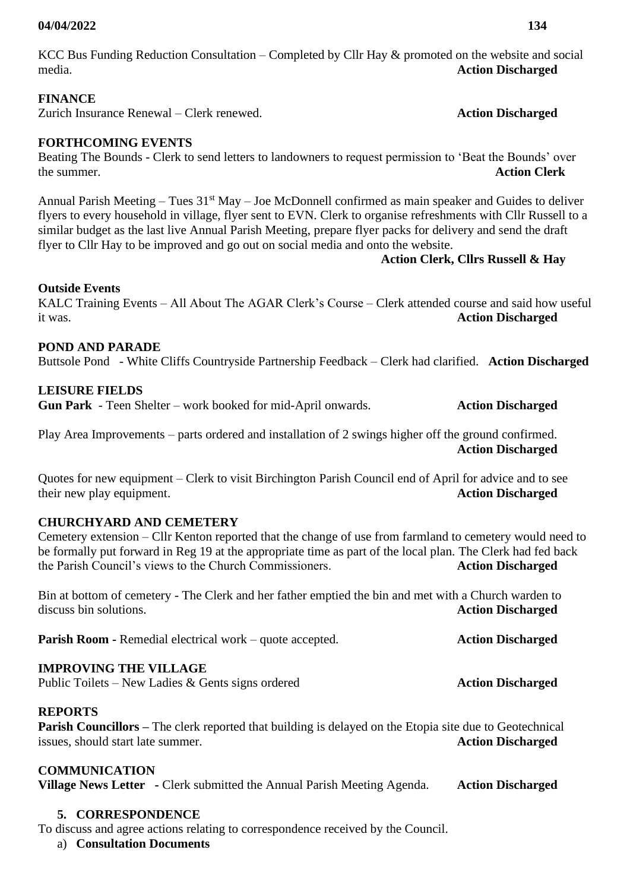KCC Bus Funding Reduction Consultation – Completed by Cllr Hay & promoted on the website and social media. **Action Discharged**

**FINANCE**

Zurich Insurance Renewal – Clerk renewed. **Action Discharged**

**FORTHCOMING EVENTS**

Beating The Bounds - Clerk to send letters to landowners to request permission to 'Beat the Bounds' over the summer. **Action Clerk**

Annual Parish Meeting – Tues 31st May – Joe McDonnell confirmed as main speaker and Guides to deliver flyers to every household in village, flyer sent to EVN. Clerk to organise refreshments with Cllr Russell to a similar budget as the last live Annual Parish Meeting, prepare flyer packs for delivery and send the draft flyer to Cllr Hay to be improved and go out on social media and onto the website.

**Action Clerk, Cllrs Russell & Hay**

**Outside Events**

KALC Training Events – All About The AGAR Clerk's Course – Clerk attended course and said how useful it was. **Action Discharged**

**POND AND PARADE**

Buttsole Pond - White Cliffs Countryside Partnership Feedback – Clerk had clarified. **Action Discharged**

**LEISURE FIELDS**

**Gun Park** - Teen Shelter – work booked for mid-April onwards. **Action Discharged**

Play Area Improvements – parts ordered and installation of 2 swings higher off the ground confirmed. **Action Discharged**

Quotes for new equipment – Clerk to visit Birchington Parish Council end of April for advice and to see their new play equipment. **Action Discharged**

**CHURCHYARD AND CEMETERY**

Cemetery extension – Cllr Kenton reported that the change of use from farmland to cemetery would need to be formally put forward in Reg 19 at the appropriate time as part of the local plan. The Clerk had fed back the Parish Council's views to the Church Commissioners. **Action Discharged**

Bin at bottom of cemetery - The Clerk and her father emptied the bin and met with a Church warden to discuss bin solutions. **Action Discharged**

**Parish Room** - Remedial electrical work – quote accepted. **Action Discharged**

**IMPROVING THE VILLAGE**

Public Toilets – New Ladies & Gents signs ordered **Action Discharged**

**REPORTS**

**Parish Councillors –** The clerk reported that building is delayed on the Etopia site due to Geotechnical issues, should start late summer. **Action Discharged**

**COMMUNICATION**

**Village News Letter** - Clerk submitted the Annual Parish Meeting Agenda. **Action Discharged**

## 5. CORRESPONDENCE

To discuss and agree actions relating to correspondence received by the Council.

a) **Consultation Documents**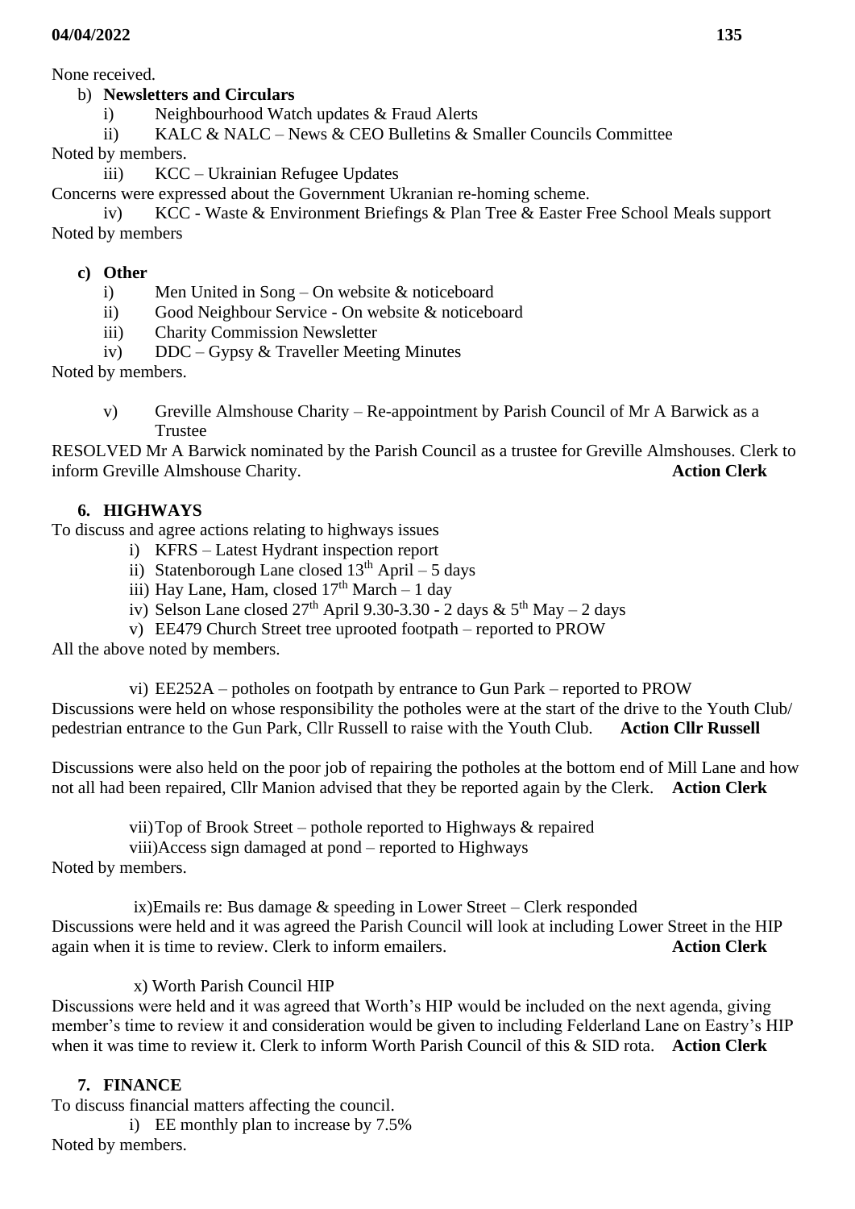None received.

b) **Newsletters and Circulars**

   i) Neighbourhood Watch updates & Fraud Alerts

   ii) KALC & NALC – News & CEO Bulletins & Smaller Councils Committee

Noted by members.

   iii) KCC – Ukrainian Refugee Updates

Concerns were expressed about the Government Ukranian re-homing scheme.

   iv) KCC - Waste & Environment Briefings & Plan Tree & Easter Free School Meals support

Noted by members

c) **Other**

   i) Men United in Song – On website & noticeboard

   ii) Good Neighbour Service - On website & noticeboard

   iii) Charity Commission Newsletter

   iv) DDC – Gypsy & Traveller Meeting Minutes

Noted by members.

   v) Greville Almshouse Charity – Re-appointment by Parish Council of Mr A Barwick as a Trustee

RESOLVED Mr A Barwick nominated by the Parish Council as a trustee for Greville Almshouses. Clerk to inform Greville Almshouse Charity. **Action Clerk**

## 6. HIGHWAYS

To discuss and agree actions relating to highways issues

   i) KFRS – Latest Hydrant inspection report

   ii) Statenborough Lane closed 13th April – 5 days

   iii) Hay Lane, Ham, closed 17th March – 1 day

   iv) Selson Lane closed 27th April 9.30-3.30 - 2 days & 5th May – 2 days

   v) EE479 Church Street tree uprooted footpath – reported to PROW

All the above noted by members.

   vi) EE252A – potholes on footpath by entrance to Gun Park – reported to PROW

Discussions were held on whose responsibility the potholes were at the start of the drive to the Youth Club/ pedestrian entrance to the Gun Park, Cllr Russell to raise with the Youth Club. **Action Cllr Russell**

Discussions were also held on the poor job of repairing the potholes at the bottom end of Mill Lane and how not all had been repaired, Cllr Manion advised that they be reported again by the Clerk. **Action Clerk**

   vii) Top of Brook Street – pothole reported to Highways & repaired

   viii) Access sign damaged at pond – reported to Highways

Noted by members.

   ix) Emails re: Bus damage & speeding in Lower Street – Clerk responded

Discussions were held and it was agreed the Parish Council will look at including Lower Street in the HIP again when it is time to review. Clerk to inform emailers. **Action Clerk**

   x) Worth Parish Council HIP

Discussions were held and it was agreed that Worth's HIP would be included on the next agenda, giving member's time to review it and consideration would be given to including Felderland Lane on Eastry's HIP when it was time to review it. Clerk to inform Worth Parish Council of this & SID rota. **Action Clerk**

## 7. FINANCE

To discuss financial matters affecting the council.

   i) EE monthly plan to increase by 7.5%

Noted by members.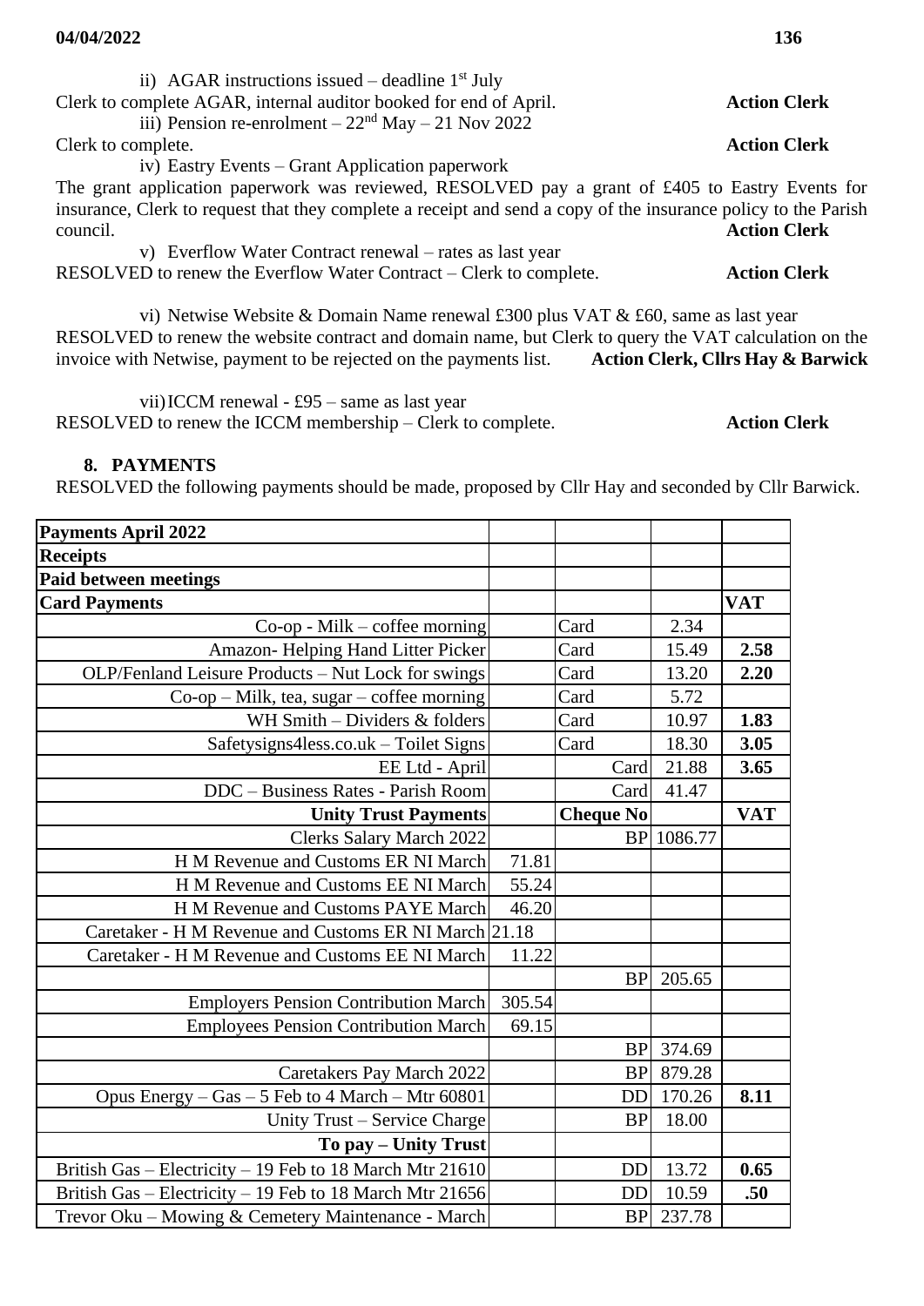ii) AGAR instructions issued – deadline 1st July

Clerk to complete AGAR, internal auditor booked for end of April. **Action Clerk**

iii) Pension re-enrolment – 22nd May – 21 Nov 2022

Clerk to complete. **Action Clerk**

iv) Eastry Events – Grant Application paperwork

The grant application paperwork was reviewed, RESOLVED pay a grant of £405 to Eastry Events for insurance, Clerk to request that they complete a receipt and send a copy of the insurance policy to the Parish council. **Action Clerk**

v) Everflow Water Contract renewal – rates as last year

RESOLVED to renew the Everflow Water Contract – Clerk to complete. **Action Clerk**

vi) Netwise Website & Domain Name renewal £300 plus VAT & £60, same as last year

RESOLVED to renew the website contract and domain name, but Clerk to query the VAT calculation on the invoice with Netwise, payment to be rejected on the payments list. **Action Clerk, Cllrs Hay & Barwick**

vii) ICCM renewal - £95 – same as last year

RESOLVED to renew the ICCM membership – Clerk to complete. **Action Clerk**

## 8. PAYMENTS

RESOLVED the following payments should be made, proposed by Cllr Hay and seconded by Cllr Barwick.

| **Payments April 2022** | | | | |
|---|---|---|---|---|
| **Receipts** | | | | |
| **Paid between meetings** | | | | |
| **Card Payments** | | | | **VAT** |
| Co-op - Milk – coffee morning | | Card | 2.34 | |
| Amazon- Helping Hand Litter Picker | | Card | 15.49 | **2.58** |
| OLP/Fenland Leisure Products – Nut Lock for swings | | Card | 13.20 | **2.20** |
| Co-op – Milk, tea, sugar – coffee morning | | Card | 5.72 | |
| WH Smith – Dividers & folders | | Card | 10.97 | **1.83** |
| Safetysigns4less.co.uk – Toilet Signs | | Card | 18.30 | **3.05** |
| EE Ltd - April | | Card | 21.88 | **3.65** |
| DDC – Business Rates - Parish Room | | Card | 41.47 | |
| **Unity Trust Payments** | | **Cheque No** | | **VAT** |
| Clerks Salary March 2022 | | BP | 1086.77 | |
| H M Revenue and Customs ER NI March | 71.81 | | | |
| H M Revenue and Customs EE NI March | 55.24 | | | |
| H M Revenue and Customs PAYE March | 46.20 | | | |
| Caretaker - H M Revenue and Customs ER NI March | 21.18 | | | |
| Caretaker - H M Revenue and Customs EE NI March | 11.22 | | | |
| | | BP | 205.65 | |
| Employers Pension Contribution March | 305.54 | | | |
| Employees Pension Contribution March | 69.15 | | | |
| | | BP | 374.69 | |
| Caretakers Pay March 2022 | | BP | 879.28 | |
| Opus Energy – Gas – 5 Feb to 4 March – Mtr 60801 | | DD | 170.26 | **8.11** |
| Unity Trust – Service Charge | | BP | 18.00 | |
| **To pay – Unity Trust** | | | | |
| British Gas – Electricity – 19 Feb to 18 March Mtr 21610 | | DD | 13.72 | **0.65** |
| British Gas – Electricity – 19 Feb to 18 March Mtr 21656 | | DD | 10.59 | **.50** |
| Trevor Oku – Mowing & Cemetery Maintenance - March | | BP | 237.78 | |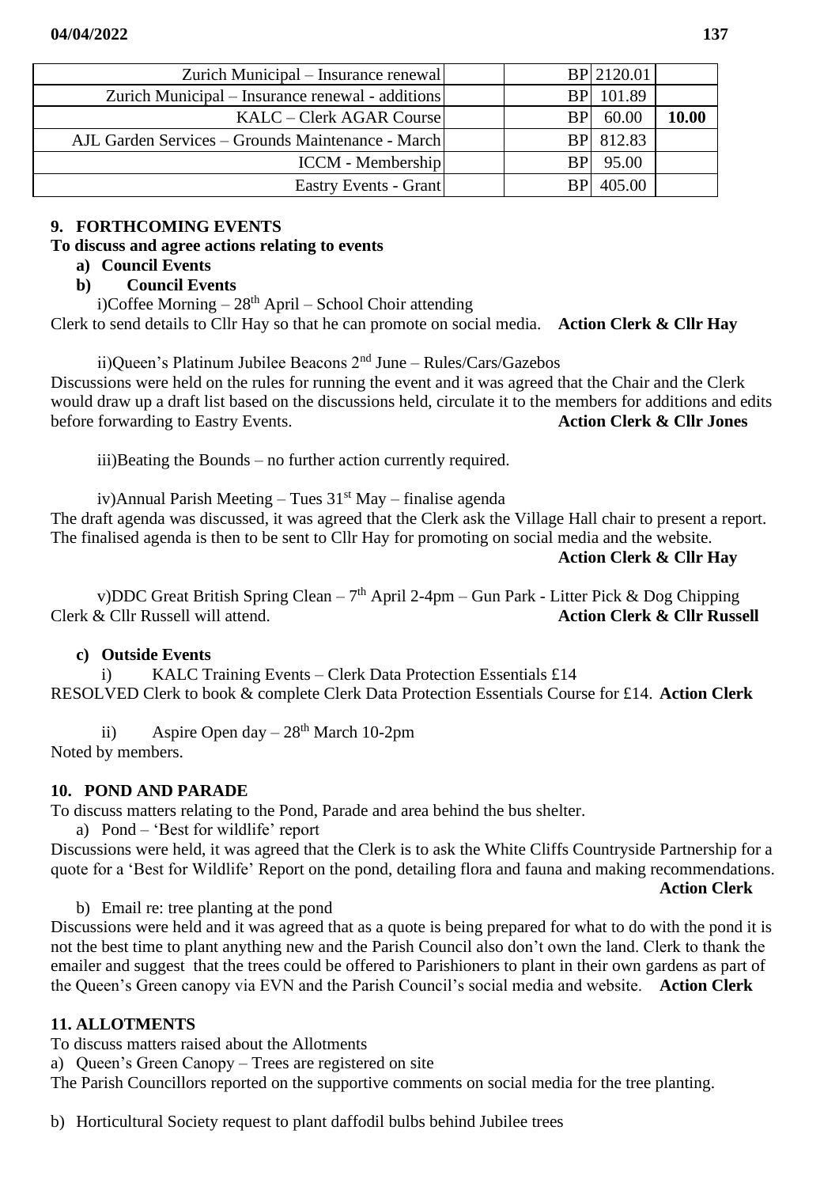| Zurich Municipal – Insurance renewal | | BP | 2120.01 | |
|---|---|---|---|---|
| Zurich Municipal – Insurance renewal - additions | | BP | 101.89 | |
| KALC – Clerk AGAR Course | | BP | 60.00 | **10.00** |
| AJL Garden Services – Grounds Maintenance - March | | BP | 812.83 | |
| ICCM - Membership | | BP | 95.00 | |
| Eastry Events - Grant | | BP | 405.00 | |

## 9. FORTHCOMING EVENTS

**To discuss and agree actions relating to events**

**a) Council Events**

**b) Council Events**

i)Coffee Morning – 28th April – School Choir attending

Clerk to send details to Cllr Hay so that he can promote on social media. **Action Clerk & Cllr Hay**

ii)Queen's Platinum Jubilee Beacons 2nd June – Rules/Cars/Gazebos

Discussions were held on the rules for running the event and it was agreed that the Chair and the Clerk would draw up a draft list based on the discussions held, circulate it to the members for additions and edits before forwarding to Eastry Events. **Action Clerk & Cllr Jones**

iii)Beating the Bounds – no further action currently required.

iv)Annual Parish Meeting – Tues 31st May – finalise agenda

The draft agenda was discussed, it was agreed that the Clerk ask the Village Hall chair to present a report. The finalised agenda is then to be sent to Cllr Hay for promoting on social media and the website.

**Action Clerk & Cllr Hay**

v)DDC Great British Spring Clean – 7th April 2-4pm – Gun Park - Litter Pick & Dog Chipping

Clerk & Cllr Russell will attend. **Action Clerk & Cllr Russell**

**c) Outside Events**

i) KALC Training Events – Clerk Data Protection Essentials £14

RESOLVED Clerk to book & complete Clerk Data Protection Essentials Course for £14. **Action Clerk**

ii) Aspire Open day – 28th March 10-2pm

Noted by members.

## 10. POND AND PARADE

To discuss matters relating to the Pond, Parade and area behind the bus shelter.

a) Pond – 'Best for wildlife' report

Discussions were held, it was agreed that the Clerk is to ask the White Cliffs Countryside Partnership for a quote for a 'Best for Wildlife' Report on the pond, detailing flora and fauna and making recommendations.

**Action Clerk**

b) Email re: tree planting at the pond

Discussions were held and it was agreed that as a quote is being prepared for what to do with the pond it is not the best time to plant anything new and the Parish Council also don't own the land. Clerk to thank the emailer and suggest that the trees could be offered to Parishioners to plant in their own gardens as part of the Queen's Green canopy via EVN and the Parish Council's social media and website. **Action Clerk**

## 11. ALLOTMENTS

To discuss matters raised about the Allotments

a) Queen's Green Canopy – Trees are registered on site

The Parish Councillors reported on the supportive comments on social media for the tree planting.

b) Horticultural Society request to plant daffodil bulbs behind Jubilee trees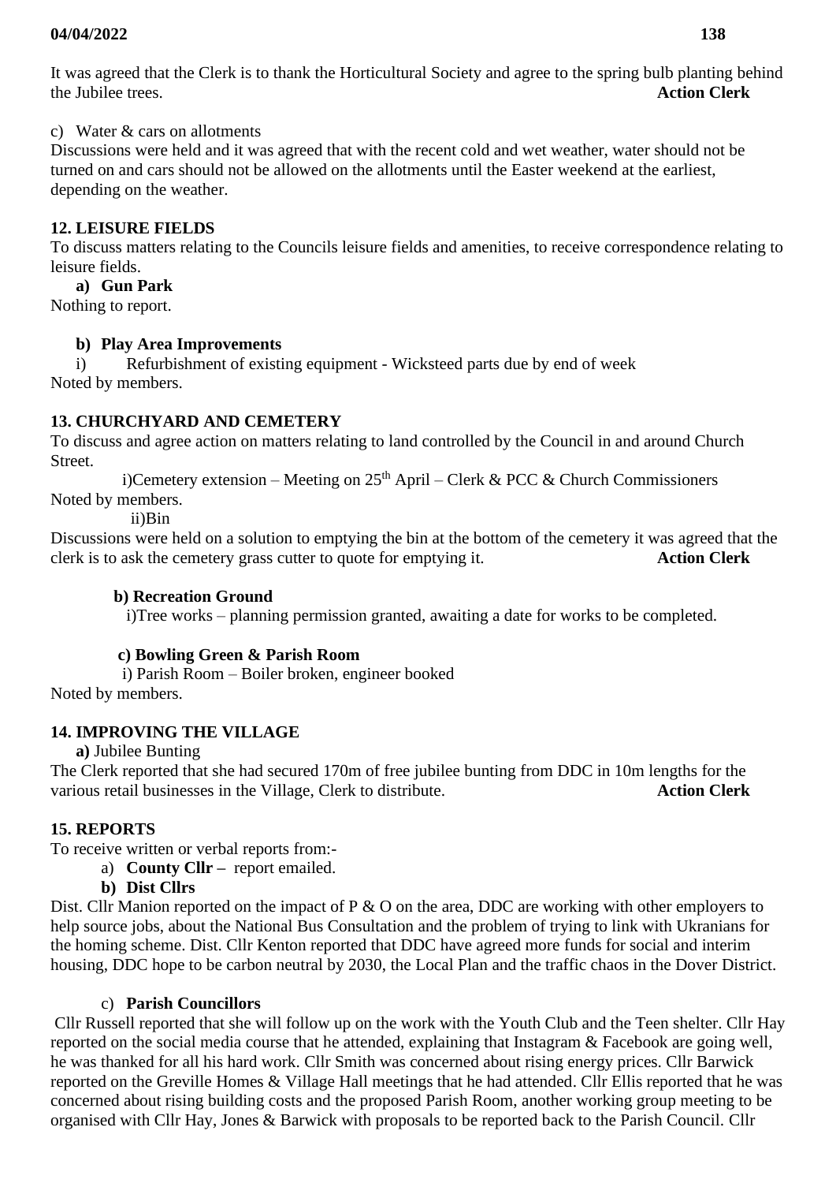It was agreed that the Clerk is to thank the Horticultural Society and agree to the spring bulb planting behind the Jubilee trees. **Action Clerk**

c) Water & cars on allotments

Discussions were held and it was agreed that with the recent cold and wet weather, water should not be turned on and cars should not be allowed on the allotments until the Easter weekend at the earliest, depending on the weather.

**12. LEISURE FIELDS**

To discuss matters relating to the Councils leisure fields and amenities, to receive correspondence relating to leisure fields.

**a) Gun Park**

Nothing to report.

**b) Play Area Improvements**

i) Refurbishment of existing equipment - Wicksteed parts due by end of week

Noted by members.

**13. CHURCHYARD AND CEMETERY**

To discuss and agree action on matters relating to land controlled by the Council in and around Church Street.

i)Cemetery extension – Meeting on 25th April – Clerk & PCC & Church Commissioners

Noted by members.

ii)Bin

Discussions were held on a solution to emptying the bin at the bottom of the cemetery it was agreed that the clerk is to ask the cemetery grass cutter to quote for emptying it. **Action Clerk**

**b) Recreation Ground**

i)Tree works – planning permission granted, awaiting a date for works to be completed.

**c) Bowling Green & Parish Room**

i) Parish Room – Boiler broken, engineer booked

Noted by members.

**14. IMPROVING THE VILLAGE**

**a)** Jubilee Bunting

The Clerk reported that she had secured 170m of free jubilee bunting from DDC in 10m lengths for the various retail businesses in the Village, Clerk to distribute. **Action Clerk**

**15. REPORTS**

To receive written or verbal reports from:-

a) **County Cllr –** report emailed.

**b) Dist Cllrs**

Dist. Cllr Manion reported on the impact of P & O on the area, DDC are working with other employers to help source jobs, about the National Bus Consultation and the problem of trying to link with Ukranians for the homing scheme. Dist. Cllr Kenton reported that DDC have agreed more funds for social and interim housing, DDC hope to be carbon neutral by 2030, the Local Plan and the traffic chaos in the Dover District.

c) **Parish Councillors**

Cllr Russell reported that she will follow up on the work with the Youth Club and the Teen shelter. Cllr Hay reported on the social media course that he attended, explaining that Instagram & Facebook are going well, he was thanked for all his hard work. Cllr Smith was concerned about rising energy prices. Cllr Barwick reported on the Greville Homes & Village Hall meetings that he had attended. Cllr Ellis reported that he was concerned about rising building costs and the proposed Parish Room, another working group meeting to be organised with Cllr Hay, Jones & Barwick with proposals to be reported back to the Parish Council. Cllr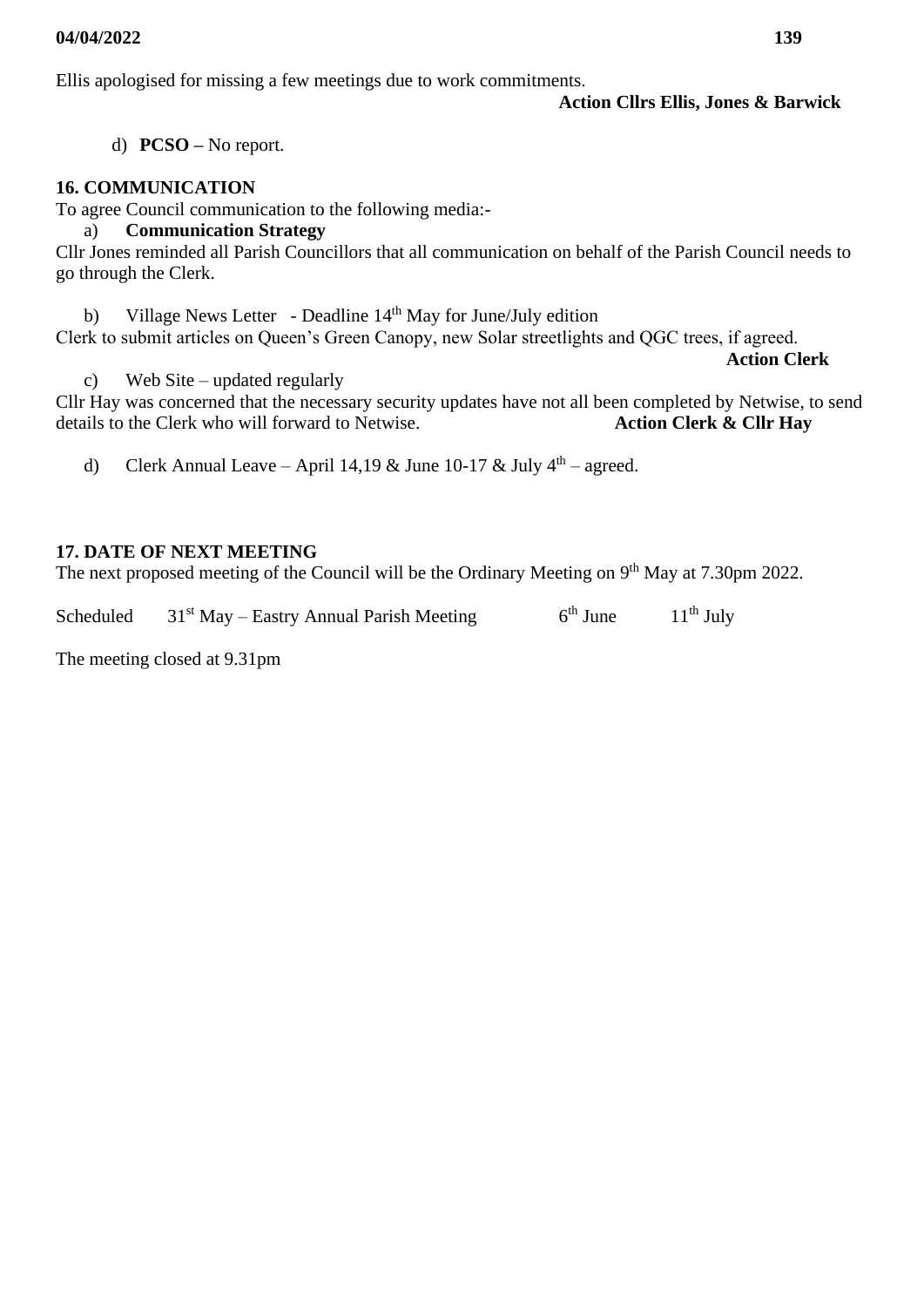Ellis apologised for missing a few meetings due to work commitments.

**Action Cllrs Ellis, Jones & Barwick**

d) **PCSO –** No report.

## 16. COMMUNICATION

To agree Council communication to the following media:-

a) **Communication Strategy**

Cllr Jones reminded all Parish Councillors that all communication on behalf of the Parish Council needs to go through the Clerk.

b) Village News Letter - Deadline 14th May for June/July edition

Clerk to submit articles on Queen's Green Canopy, new Solar streetlights and QGC trees, if agreed.

**Action Clerk**

c) Web Site – updated regularly

Cllr Hay was concerned that the necessary security updates have not all been completed by Netwise, to send details to the Clerk who will forward to Netwise. **Action Clerk & Cllr Hay**

d) Clerk Annual Leave – April 14,19 & June 10-17 & July 4th – agreed.

## 17. DATE OF NEXT MEETING

The next proposed meeting of the Council will be the Ordinary Meeting on 9th May at 7.30pm 2022.

Scheduled 31st May – Eastry Annual Parish Meeting 6th June 11th July

The meeting closed at 9.31pm